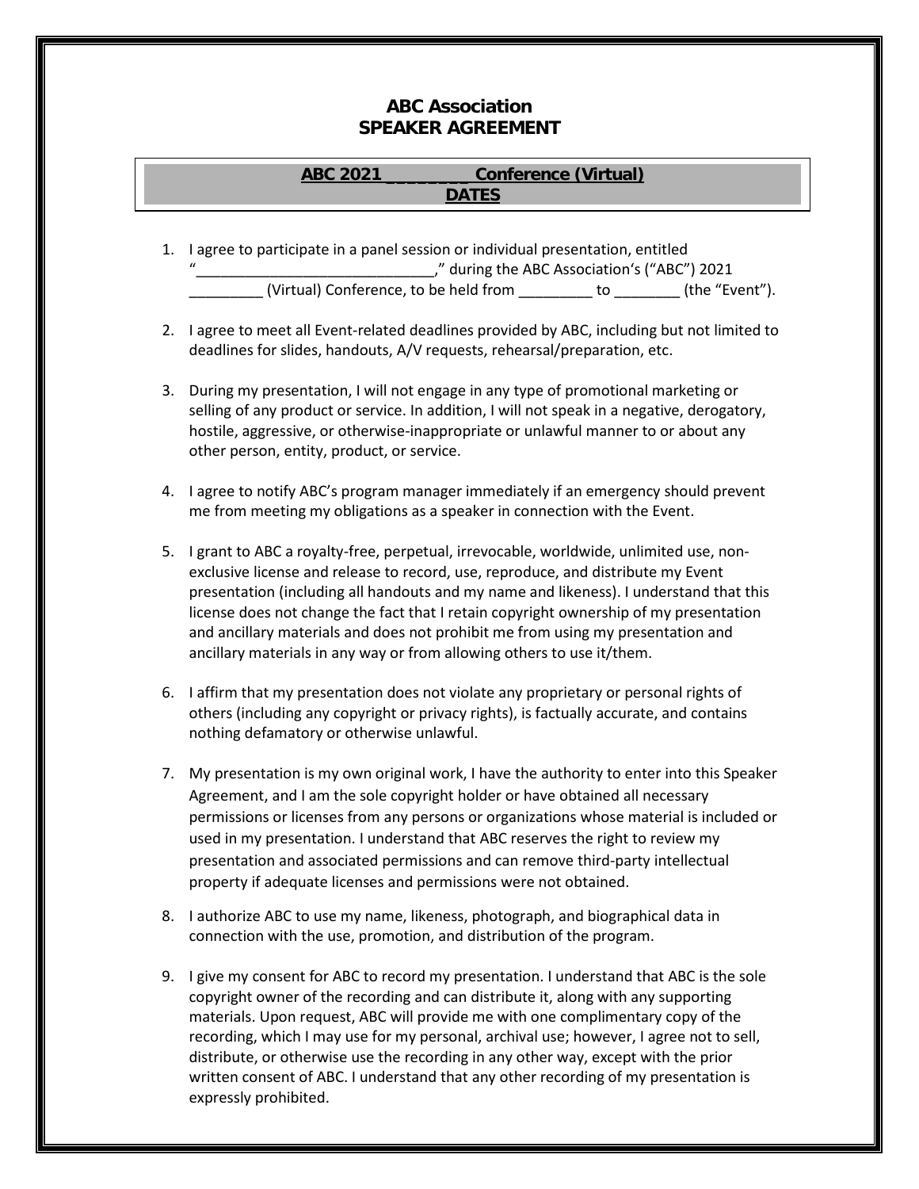# ABC Association
# SPEAKER AGREEMENT

**ABC 2021 _________ Conference (Virtual)**
**DATES**

1. I agree to participate in a panel session or individual presentation, entitled "______________________________," during the ABC Association's ("ABC") 2021 _________ (Virtual) Conference, to be held from _________ to ________ (the "Event").

2. I agree to meet all Event-related deadlines provided by ABC, including but not limited to deadlines for slides, handouts, A/V requests, rehearsal/preparation, etc.

3. During my presentation, I will not engage in any type of promotional marketing or selling of any product or service. In addition, I will not speak in a negative, derogatory, hostile, aggressive, or otherwise-inappropriate or unlawful manner to or about any other person, entity, product, or service.

4. I agree to notify ABC's program manager immediately if an emergency should prevent me from meeting my obligations as a speaker in connection with the Event.

5. I grant to ABC a royalty-free, perpetual, irrevocable, worldwide, unlimited use, non-exclusive license and release to record, use, reproduce, and distribute my Event presentation (including all handouts and my name and likeness). I understand that this license does not change the fact that I retain copyright ownership of my presentation and ancillary materials and does not prohibit me from using my presentation and ancillary materials in any way or from allowing others to use it/them.

6. I affirm that my presentation does not violate any proprietary or personal rights of others (including any copyright or privacy rights), is factually accurate, and contains nothing defamatory or otherwise unlawful.

7. My presentation is my own original work, I have the authority to enter into this Speaker Agreement, and I am the sole copyright holder or have obtained all necessary permissions or licenses from any persons or organizations whose material is included or used in my presentation. I understand that ABC reserves the right to review my presentation and associated permissions and can remove third-party intellectual property if adequate licenses and permissions were not obtained.

8. I authorize ABC to use my name, likeness, photograph, and biographical data in connection with the use, promotion, and distribution of the program.

9. I give my consent for ABC to record my presentation. I understand that ABC is the sole copyright owner of the recording and can distribute it, along with any supporting materials. Upon request, ABC will provide me with one complimentary copy of the recording, which I may use for my personal, archival use; however, I agree not to sell, distribute, or otherwise use the recording in any other way, except with the prior written consent of ABC. I understand that any other recording of my presentation is expressly prohibited.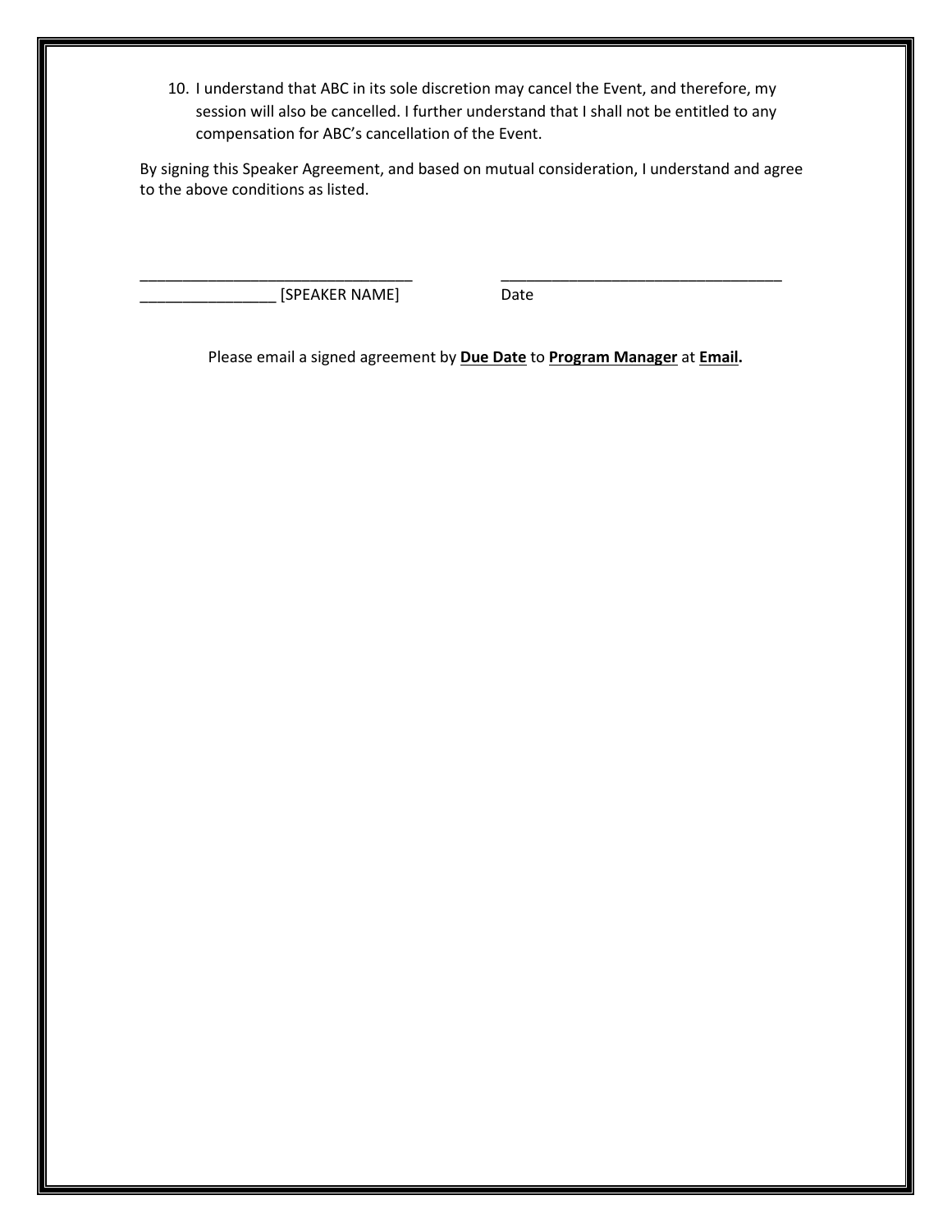10. I understand that ABC in its sole discretion may cancel the Event, and therefore, my session will also be cancelled. I further understand that I shall not be entitled to any compensation for ABC's cancellation of the Event.

By signing this Speaker Agreement, and based on mutual consideration, I understand and agree to the above conditions as listed.

_________________________________ _________________________________

________________ [SPEAKER NAME] Date

Please email a signed agreement by **Due Date** to **Program Manager** at **Email.**